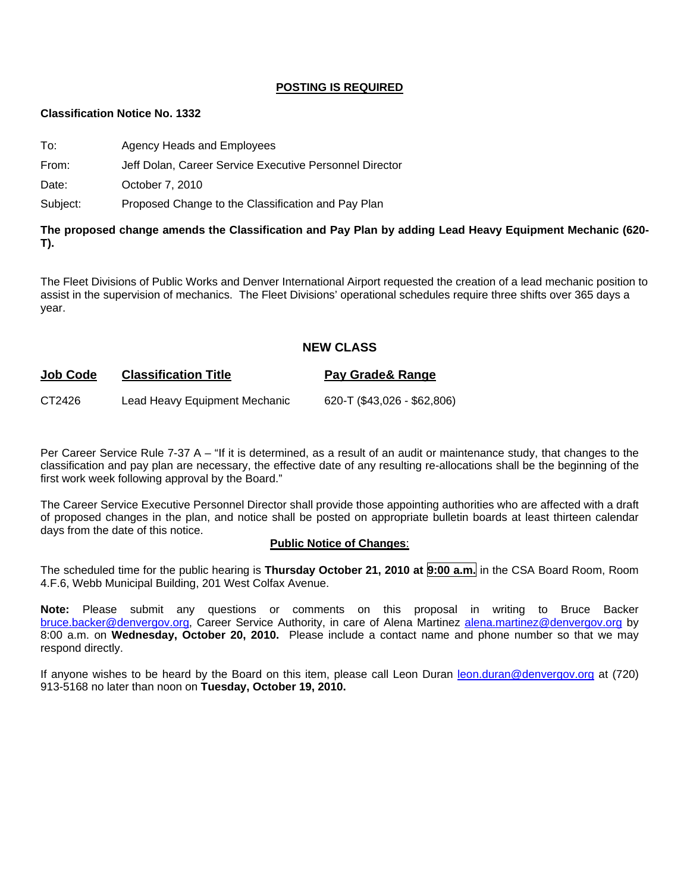**POSTING IS REQUIRED**

**Classification Notice No. 1332**

To: Agency Heads and Employees

From: Jeff Dolan, Career Service Executive Personnel Director

Date: October 7, 2010

Subject: Proposed Change to the Classification and Pay Plan

**The proposed change amends the Classification and Pay Plan by adding Lead Heavy Equipment Mechanic (620-T).**

The Fleet Divisions of Public Works and Denver International Airport requested the creation of a lead mechanic position to assist in the supervision of mechanics. The Fleet Divisions' operational schedules require three shifts over 365 days a year.

## NEW CLASS

| Job Code | Classification Title | Pay Grade& Range |
|---|---|---|
| CT2426 | Lead Heavy Equipment Mechanic | 620-T ($43,026 - $62,806) |

Per Career Service Rule 7-37 A – "If it is determined, as a result of an audit or maintenance study, that changes to the classification and pay plan are necessary, the effective date of any resulting re-allocations shall be the beginning of the first work week following approval by the Board."

The Career Service Executive Personnel Director shall provide those appointing authorities who are affected with a draft of proposed changes in the plan, and notice shall be posted on appropriate bulletin boards at least thirteen calendar days from the date of this notice.

**Public Notice of Changes**:

The scheduled time for the public hearing is **Thursday October 21, 2010 at 9:00 a.m.** in the CSA Board Room, Room 4.F.6, Webb Municipal Building, 201 West Colfax Avenue.

**Note:** Please submit any questions or comments on this proposal in writing to Bruce Backer bruce.backer@denvergov.org, Career Service Authority, in care of Alena Martinez alena.martinez@denvergov.org by 8:00 a.m. on **Wednesday, October 20, 2010.** Please include a contact name and phone number so that we may respond directly.

If anyone wishes to be heard by the Board on this item, please call Leon Duran leon.duran@denvergov.org at (720) 913-5168 no later than noon on **Tuesday, October 19, 2010.**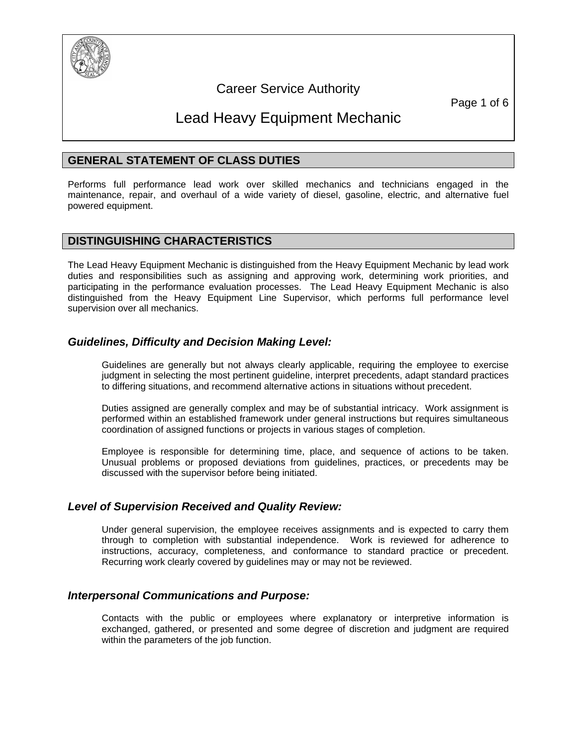# Career Service Authority

# Lead Heavy Equipment Mechanic

## GENERAL STATEMENT OF CLASS DUTIES

Performs full performance lead work over skilled mechanics and technicians engaged in the maintenance, repair, and overhaul of a wide variety of diesel, gasoline, electric, and alternative fuel powered equipment.

## DISTINGUISHING CHARACTERISTICS

The Lead Heavy Equipment Mechanic is distinguished from the Heavy Equipment Mechanic by lead work duties and responsibilities such as assigning and approving work, determining work priorities, and participating in the performance evaluation processes. The Lead Heavy Equipment Mechanic is also distinguished from the Heavy Equipment Line Supervisor, which performs full performance level supervision over all mechanics.

### *Guidelines, Difficulty and Decision Making Level:*

Guidelines are generally but not always clearly applicable, requiring the employee to exercise judgment in selecting the most pertinent guideline, interpret precedents, adapt standard practices to differing situations, and recommend alternative actions in situations without precedent.

Duties assigned are generally complex and may be of substantial intricacy. Work assignment is performed within an established framework under general instructions but requires simultaneous coordination of assigned functions or projects in various stages of completion.

Employee is responsible for determining time, place, and sequence of actions to be taken. Unusual problems or proposed deviations from guidelines, practices, or precedents may be discussed with the supervisor before being initiated.

### *Level of Supervision Received and Quality Review:*

Under general supervision, the employee receives assignments and is expected to carry them through to completion with substantial independence. Work is reviewed for adherence to instructions, accuracy, completeness, and conformance to standard practice or precedent. Recurring work clearly covered by guidelines may or may not be reviewed.

### *Interpersonal Communications and Purpose:*

Contacts with the public or employees where explanatory or interpretive information is exchanged, gathered, or presented and some degree of discretion and judgment are required within the parameters of the job function.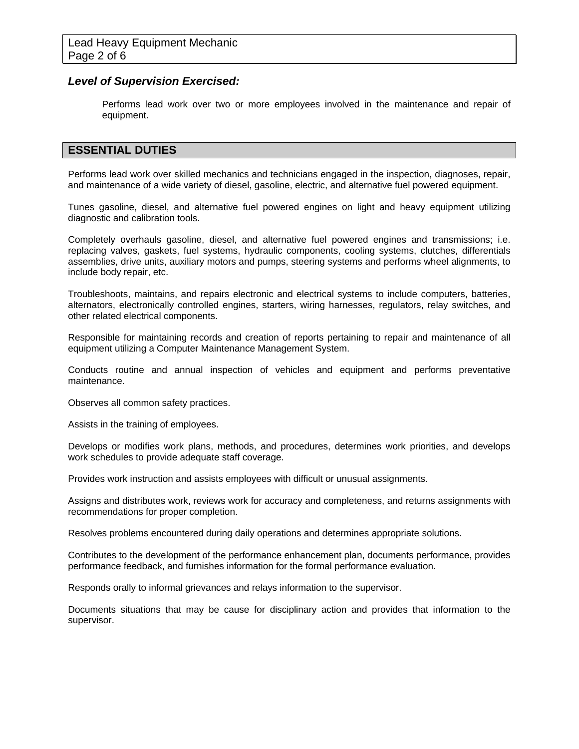### *Level of Supervision Exercised:*

Performs lead work over two or more employees involved in the maintenance and repair of equipment.

## ESSENTIAL DUTIES

Performs lead work over skilled mechanics and technicians engaged in the inspection, diagnoses, repair, and maintenance of a wide variety of diesel, gasoline, electric, and alternative fuel powered equipment.

Tunes gasoline, diesel, and alternative fuel powered engines on light and heavy equipment utilizing diagnostic and calibration tools.

Completely overhauls gasoline, diesel, and alternative fuel powered engines and transmissions; i.e. replacing valves, gaskets, fuel systems, hydraulic components, cooling systems, clutches, differentials assemblies, drive units, auxiliary motors and pumps, steering systems and performs wheel alignments, to include body repair, etc.

Troubleshoots, maintains, and repairs electronic and electrical systems to include computers, batteries, alternators, electronically controlled engines, starters, wiring harnesses, regulators, relay switches, and other related electrical components.

Responsible for maintaining records and creation of reports pertaining to repair and maintenance of all equipment utilizing a Computer Maintenance Management System.

Conducts routine and annual inspection of vehicles and equipment and performs preventative maintenance.

Observes all common safety practices.

Assists in the training of employees.

Develops or modifies work plans, methods, and procedures, determines work priorities, and develops work schedules to provide adequate staff coverage.

Provides work instruction and assists employees with difficult or unusual assignments.

Assigns and distributes work, reviews work for accuracy and completeness, and returns assignments with recommendations for proper completion.

Resolves problems encountered during daily operations and determines appropriate solutions.

Contributes to the development of the performance enhancement plan, documents performance, provides performance feedback, and furnishes information for the formal performance evaluation.

Responds orally to informal grievances and relays information to the supervisor.

Documents situations that may be cause for disciplinary action and provides that information to the supervisor.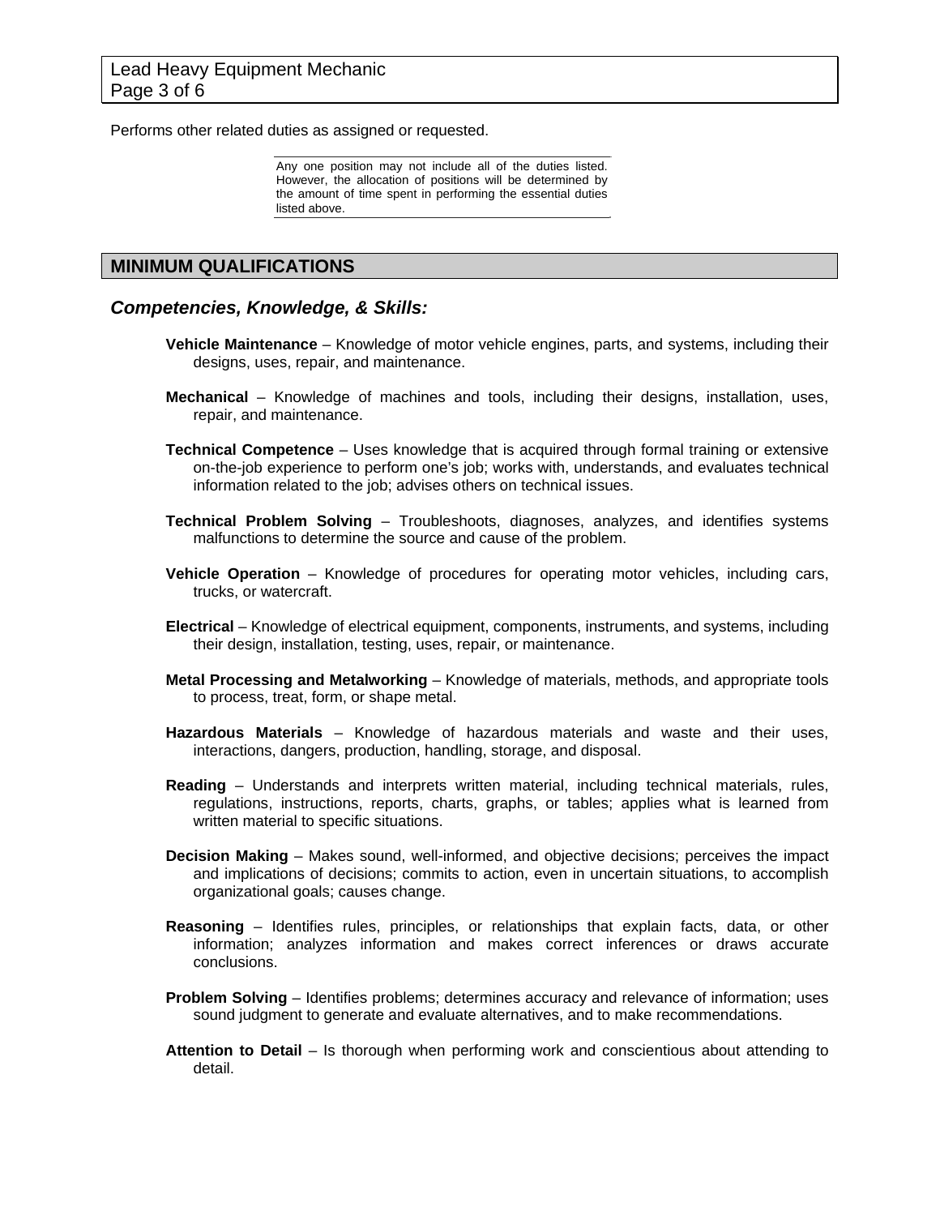Performs other related duties as assigned or requested.

> Any one position may not include all of the duties listed. However, the allocation of positions will be determined by the amount of time spent in performing the essential duties listed above.

## MINIMUM QUALIFICATIONS

### *Competencies, Knowledge, & Skills:*

**Vehicle Maintenance** – Knowledge of motor vehicle engines, parts, and systems, including their designs, uses, repair, and maintenance.

**Mechanical** – Knowledge of machines and tools, including their designs, installation, uses, repair, and maintenance.

**Technical Competence** – Uses knowledge that is acquired through formal training or extensive on-the-job experience to perform one's job; works with, understands, and evaluates technical information related to the job; advises others on technical issues.

**Technical Problem Solving** – Troubleshoots, diagnoses, analyzes, and identifies systems malfunctions to determine the source and cause of the problem.

**Vehicle Operation** – Knowledge of procedures for operating motor vehicles, including cars, trucks, or watercraft.

**Electrical** – Knowledge of electrical equipment, components, instruments, and systems, including their design, installation, testing, uses, repair, or maintenance.

**Metal Processing and Metalworking** – Knowledge of materials, methods, and appropriate tools to process, treat, form, or shape metal.

**Hazardous Materials** – Knowledge of hazardous materials and waste and their uses, interactions, dangers, production, handling, storage, and disposal.

**Reading** – Understands and interprets written material, including technical materials, rules, regulations, instructions, reports, charts, graphs, or tables; applies what is learned from written material to specific situations.

**Decision Making** – Makes sound, well-informed, and objective decisions; perceives the impact and implications of decisions; commits to action, even in uncertain situations, to accomplish organizational goals; causes change.

**Reasoning** – Identifies rules, principles, or relationships that explain facts, data, or other information; analyzes information and makes correct inferences or draws accurate conclusions.

**Problem Solving** – Identifies problems; determines accuracy and relevance of information; uses sound judgment to generate and evaluate alternatives, and to make recommendations.

**Attention to Detail** – Is thorough when performing work and conscientious about attending to detail.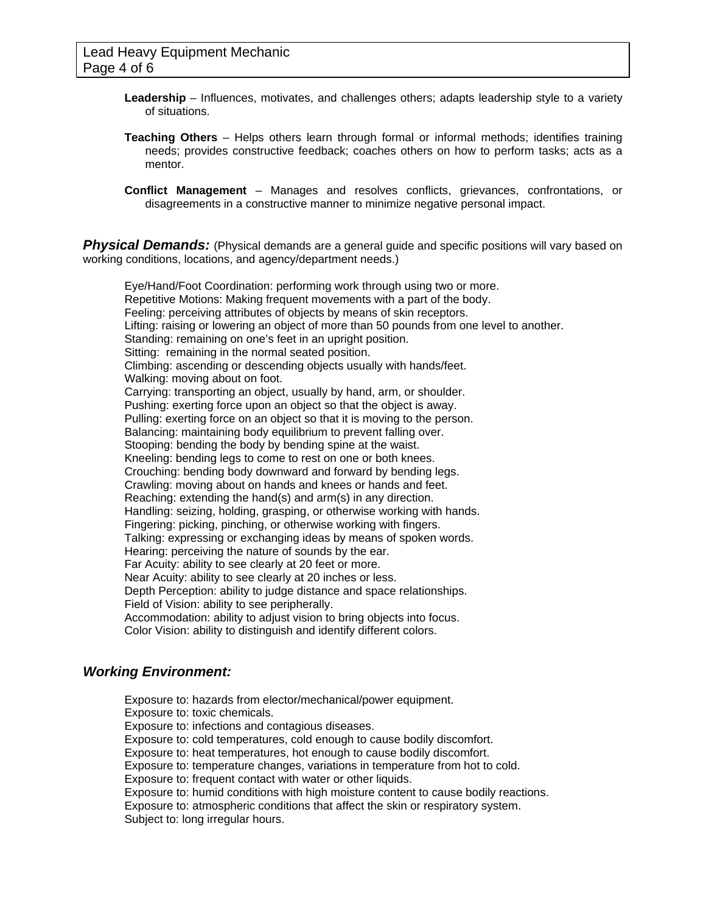**Leadership** – Influences, motivates, and challenges others; adapts leadership style to a variety of situations.

**Teaching Others** – Helps others learn through formal or informal methods; identifies training needs; provides constructive feedback; coaches others on how to perform tasks; acts as a mentor.

**Conflict Management** – Manages and resolves conflicts, grievances, confrontations, or disagreements in a constructive manner to minimize negative personal impact.

***Physical Demands:*** (Physical demands are a general guide and specific positions will vary based on working conditions, locations, and agency/department needs.)

Eye/Hand/Foot Coordination: performing work through using two or more.
Repetitive Motions: Making frequent movements with a part of the body.
Feeling: perceiving attributes of objects by means of skin receptors.
Lifting: raising or lowering an object of more than 50 pounds from one level to another.
Standing: remaining on one's feet in an upright position.
Sitting: remaining in the normal seated position.
Climbing: ascending or descending objects usually with hands/feet.
Walking: moving about on foot.
Carrying: transporting an object, usually by hand, arm, or shoulder.
Pushing: exerting force upon an object so that the object is away.
Pulling: exerting force on an object so that it is moving to the person.
Balancing: maintaining body equilibrium to prevent falling over.
Stooping: bending the body by bending spine at the waist.
Kneeling: bending legs to come to rest on one or both knees.
Crouching: bending body downward and forward by bending legs.
Crawling: moving about on hands and knees or hands and feet.
Reaching: extending the hand(s) and arm(s) in any direction.
Handling: seizing, holding, grasping, or otherwise working with hands.
Fingering: picking, pinching, or otherwise working with fingers.
Talking: expressing or exchanging ideas by means of spoken words.
Hearing: perceiving the nature of sounds by the ear.
Far Acuity: ability to see clearly at 20 feet or more.
Near Acuity: ability to see clearly at 20 inches or less.
Depth Perception: ability to judge distance and space relationships.
Field of Vision: ability to see peripherally.
Accommodation: ability to adjust vision to bring objects into focus.
Color Vision: ability to distinguish and identify different colors.

## ***Working Environment:***

Exposure to: hazards from elector/mechanical/power equipment.
Exposure to: toxic chemicals.
Exposure to: infections and contagious diseases.
Exposure to: cold temperatures, cold enough to cause bodily discomfort.
Exposure to: heat temperatures, hot enough to cause bodily discomfort.
Exposure to: temperature changes, variations in temperature from hot to cold.
Exposure to: frequent contact with water or other liquids.
Exposure to: humid conditions with high moisture content to cause bodily reactions.
Exposure to: atmospheric conditions that affect the skin or respiratory system.
Subject to: long irregular hours.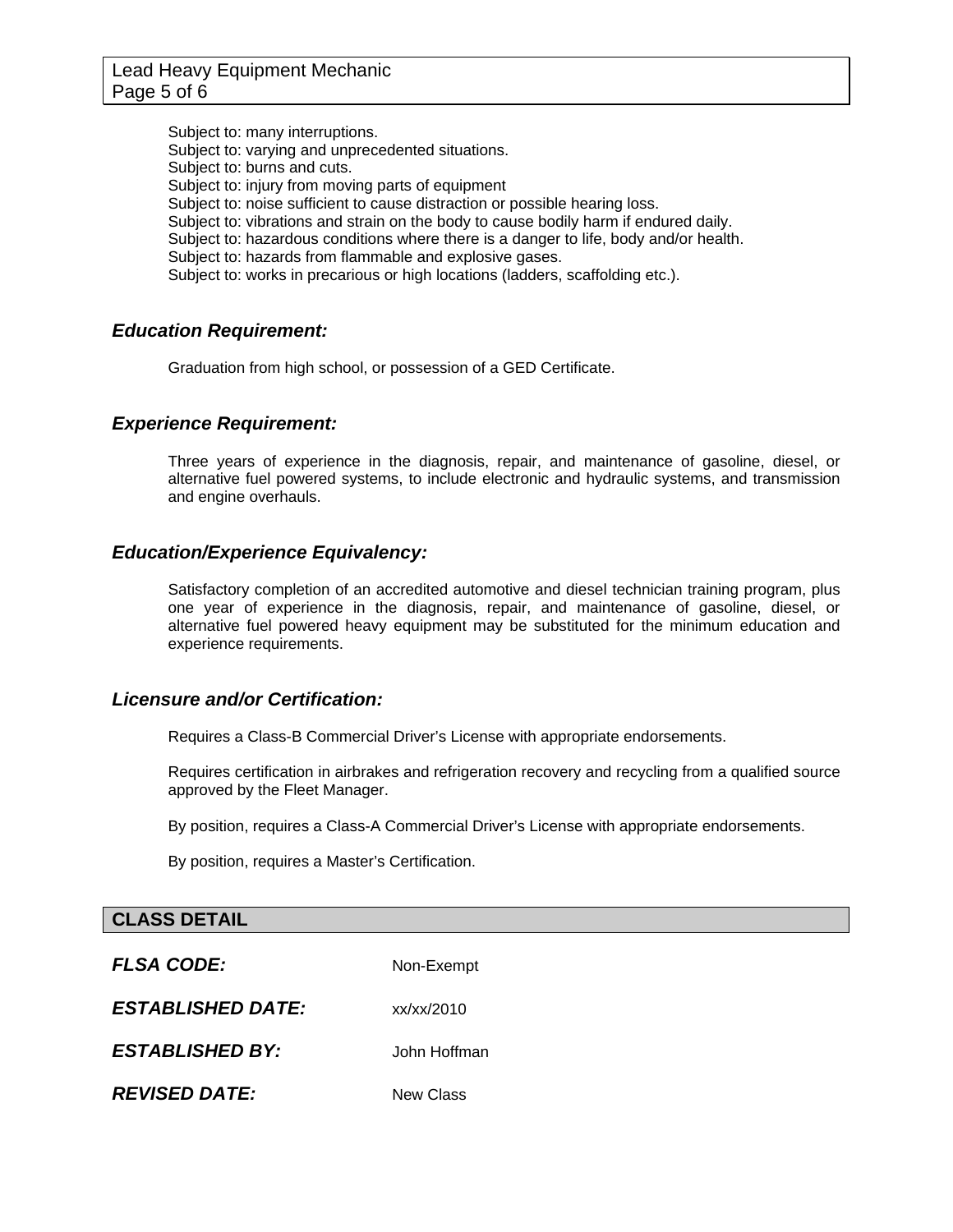Subject to: many interruptions.
Subject to: varying and unprecedented situations.
Subject to: burns and cuts.
Subject to: injury from moving parts of equipment
Subject to: noise sufficient to cause distraction or possible hearing loss.
Subject to: vibrations and strain on the body to cause bodily harm if endured daily.
Subject to: hazardous conditions where there is a danger to life, body and/or health.
Subject to: hazards from flammable and explosive gases.
Subject to: works in precarious or high locations (ladders, scaffolding etc.).

### *Education Requirement:*

Graduation from high school, or possession of a GED Certificate.

### *Experience Requirement:*

Three years of experience in the diagnosis, repair, and maintenance of gasoline, diesel, or alternative fuel powered systems, to include electronic and hydraulic systems, and transmission and engine overhauls.

### *Education/Experience Equivalency:*

Satisfactory completion of an accredited automotive and diesel technician training program, plus one year of experience in the diagnosis, repair, and maintenance of gasoline, diesel, or alternative fuel powered heavy equipment may be substituted for the minimum education and experience requirements.

### *Licensure and/or Certification:*

Requires a Class-B Commercial Driver's License with appropriate endorsements.

Requires certification in airbrakes and refrigeration recovery and recycling from a qualified source approved by the Fleet Manager.

By position, requires a Class-A Commercial Driver's License with appropriate endorsements.

By position, requires a Master's Certification.

## CLASS DETAIL

***FLSA CODE:*** Non-Exempt

***ESTABLISHED DATE:*** xx/xx/2010

***ESTABLISHED BY:*** John Hoffman

***REVISED DATE:*** New Class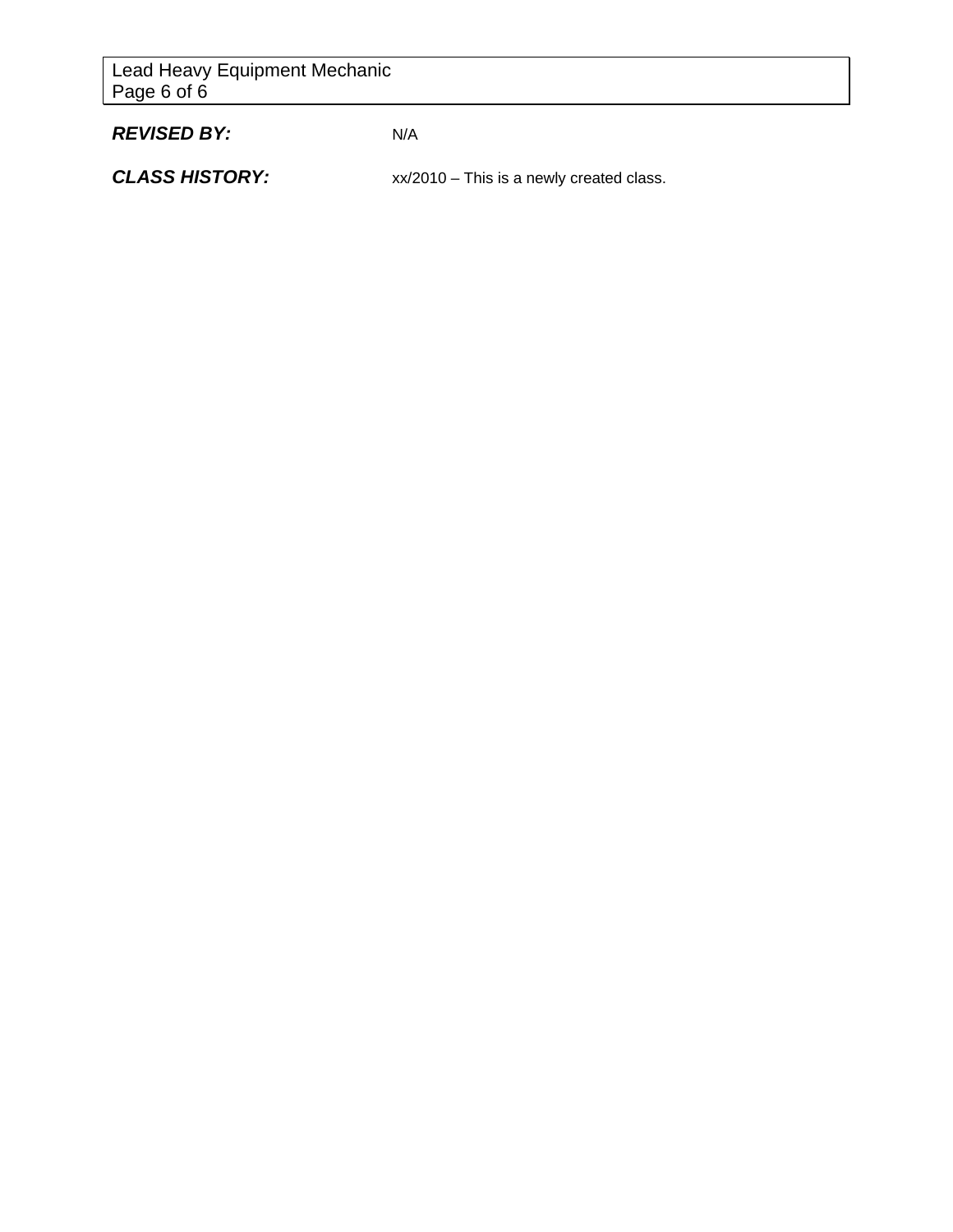***REVISED BY:*** N/A

***CLASS HISTORY:*** xx/2010 – This is a newly created class.